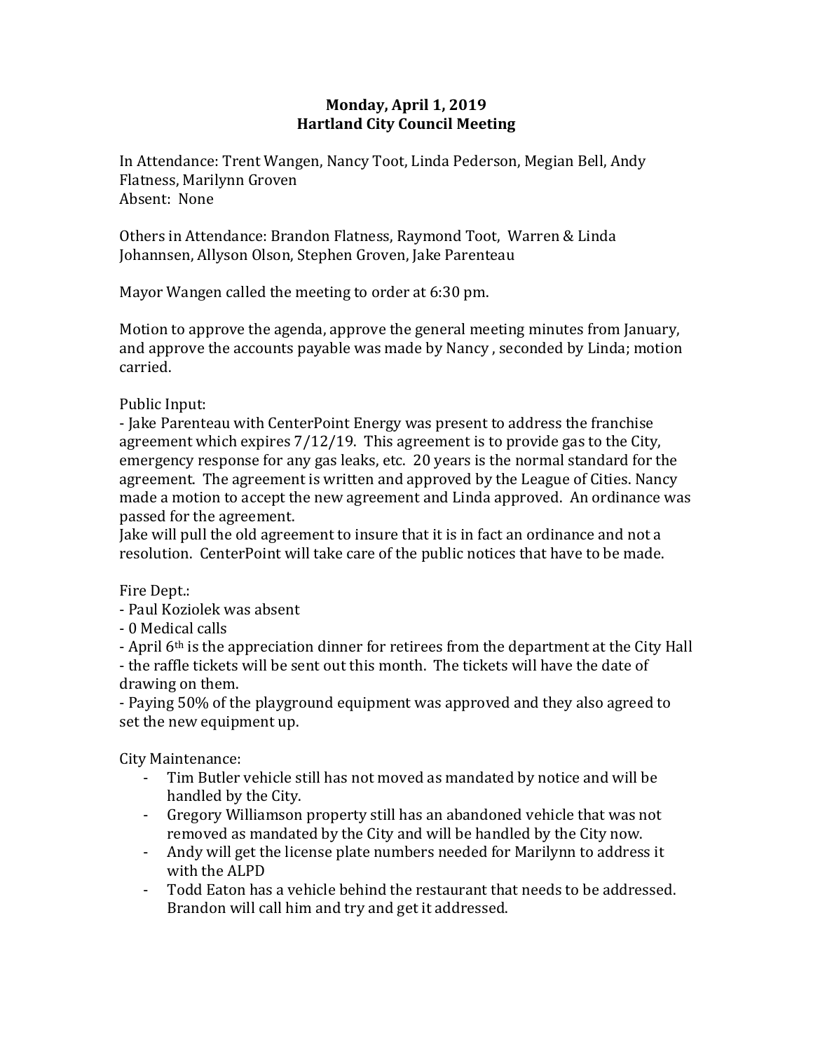**Monday, April 1, 2019**
**Hartland City Council Meeting**

In Attendance: Trent Wangen, Nancy Toot, Linda Pederson, Megian Bell, Andy Flatness, Marilynn Groven
Absent: None

Others in Attendance: Brandon Flatness, Raymond Toot, Warren & Linda Johannsen, Allyson Olson, Stephen Groven, Jake Parenteau

Mayor Wangen called the meeting to order at 6:30 pm.

Motion to approve the agenda, approve the general meeting minutes from January, and approve the accounts payable was made by Nancy , seconded by Linda; motion carried.

Public Input:
- Jake Parenteau with CenterPoint Energy was present to address the franchise agreement which expires 7/12/19. This agreement is to provide gas to the City, emergency response for any gas leaks, etc. 20 years is the normal standard for the agreement. The agreement is written and approved by the League of Cities. Nancy made a motion to accept the new agreement and Linda approved. An ordinance was passed for the agreement.

Jake will pull the old agreement to insure that it is in fact an ordinance and not a resolution. CenterPoint will take care of the public notices that have to be made.

Fire Dept.:
- Paul Koziolek was absent
- 0 Medical calls
- April 6th is the appreciation dinner for retirees from the department at the City Hall
- the raffle tickets will be sent out this month. The tickets will have the date of drawing on them.
- Paying 50% of the playground equipment was approved and they also agreed to set the new equipment up.

City Maintenance:
- Tim Butler vehicle still has not moved as mandated by notice and will be handled by the City.
- Gregory Williamson property still has an abandoned vehicle that was not removed as mandated by the City and will be handled by the City now.
- Andy will get the license plate numbers needed for Marilynn to address it with the ALPD
- Todd Eaton has a vehicle behind the restaurant that needs to be addressed. Brandon will call him and try and get it addressed.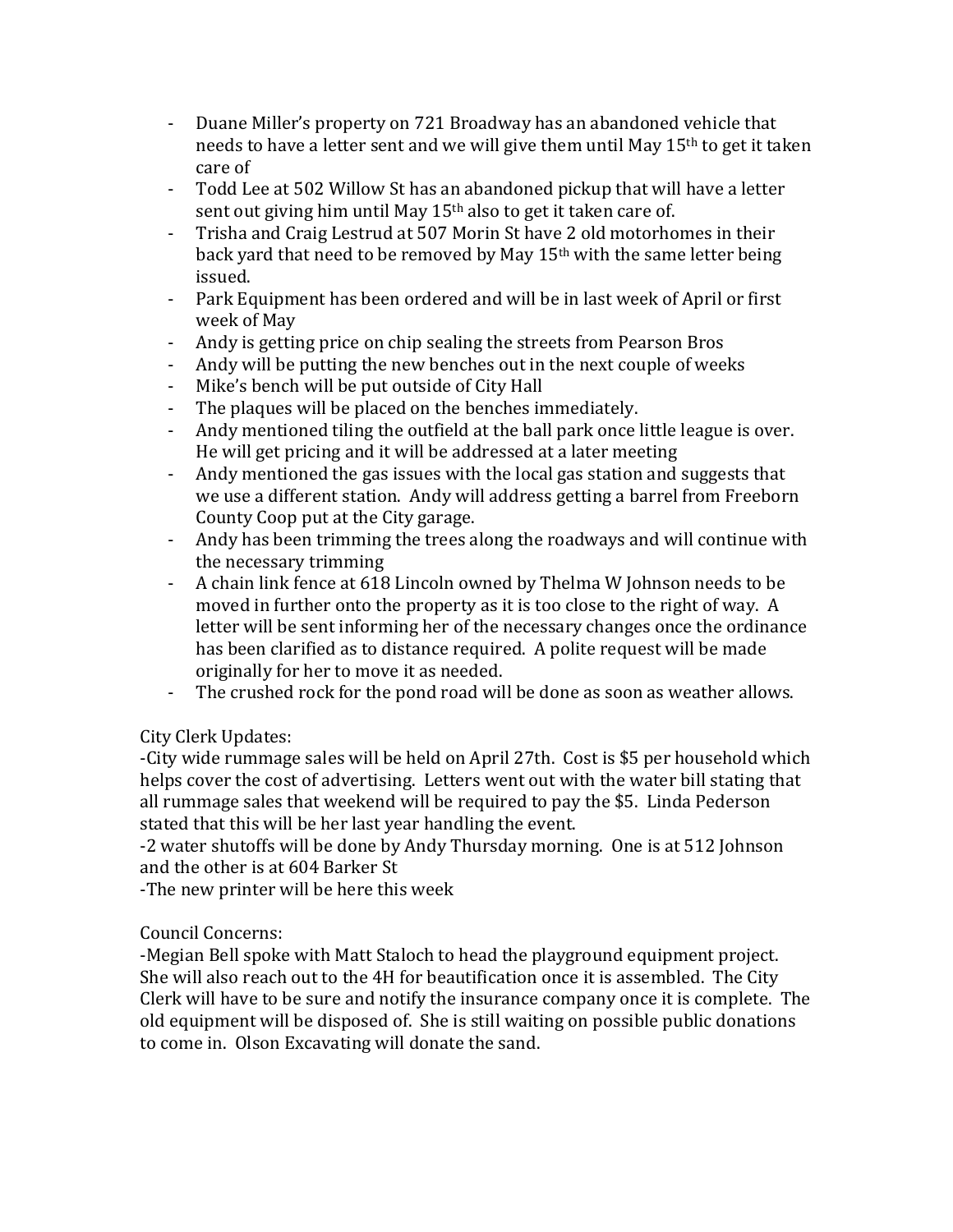- Duane Miller's property on 721 Broadway has an abandoned vehicle that needs to have a letter sent and we will give them until May 15th to get it taken care of
- Todd Lee at 502 Willow St has an abandoned pickup that will have a letter sent out giving him until May 15th also to get it taken care of.
- Trisha and Craig Lestrud at 507 Morin St have 2 old motorhomes in their back yard that need to be removed by May 15th with the same letter being issued.
- Park Equipment has been ordered and will be in last week of April or first week of May
- Andy is getting price on chip sealing the streets from Pearson Bros
- Andy will be putting the new benches out in the next couple of weeks
- Mike's bench will be put outside of City Hall
- The plaques will be placed on the benches immediately.
- Andy mentioned tiling the outfield at the ball park once little league is over. He will get pricing and it will be addressed at a later meeting
- Andy mentioned the gas issues with the local gas station and suggests that we use a different station. Andy will address getting a barrel from Freeborn County Coop put at the City garage.
- Andy has been trimming the trees along the roadways and will continue with the necessary trimming
- A chain link fence at 618 Lincoln owned by Thelma W Johnson needs to be moved in further onto the property as it is too close to the right of way. A letter will be sent informing her of the necessary changes once the ordinance has been clarified as to distance required. A polite request will be made originally for her to move it as needed.
- The crushed rock for the pond road will be done as soon as weather allows.

City Clerk Updates:

-City wide rummage sales will be held on April 27th. Cost is $5 per household which helps cover the cost of advertising. Letters went out with the water bill stating that all rummage sales that weekend will be required to pay the $5. Linda Pederson stated that this will be her last year handling the event.

-2 water shutoffs will be done by Andy Thursday morning. One is at 512 Johnson and the other is at 604 Barker St

-The new printer will be here this week

Council Concerns:

-Megian Bell spoke with Matt Staloch to head the playground equipment project. She will also reach out to the 4H for beautification once it is assembled. The City Clerk will have to be sure and notify the insurance company once it is complete. The old equipment will be disposed of. She is still waiting on possible public donations to come in. Olson Excavating will donate the sand.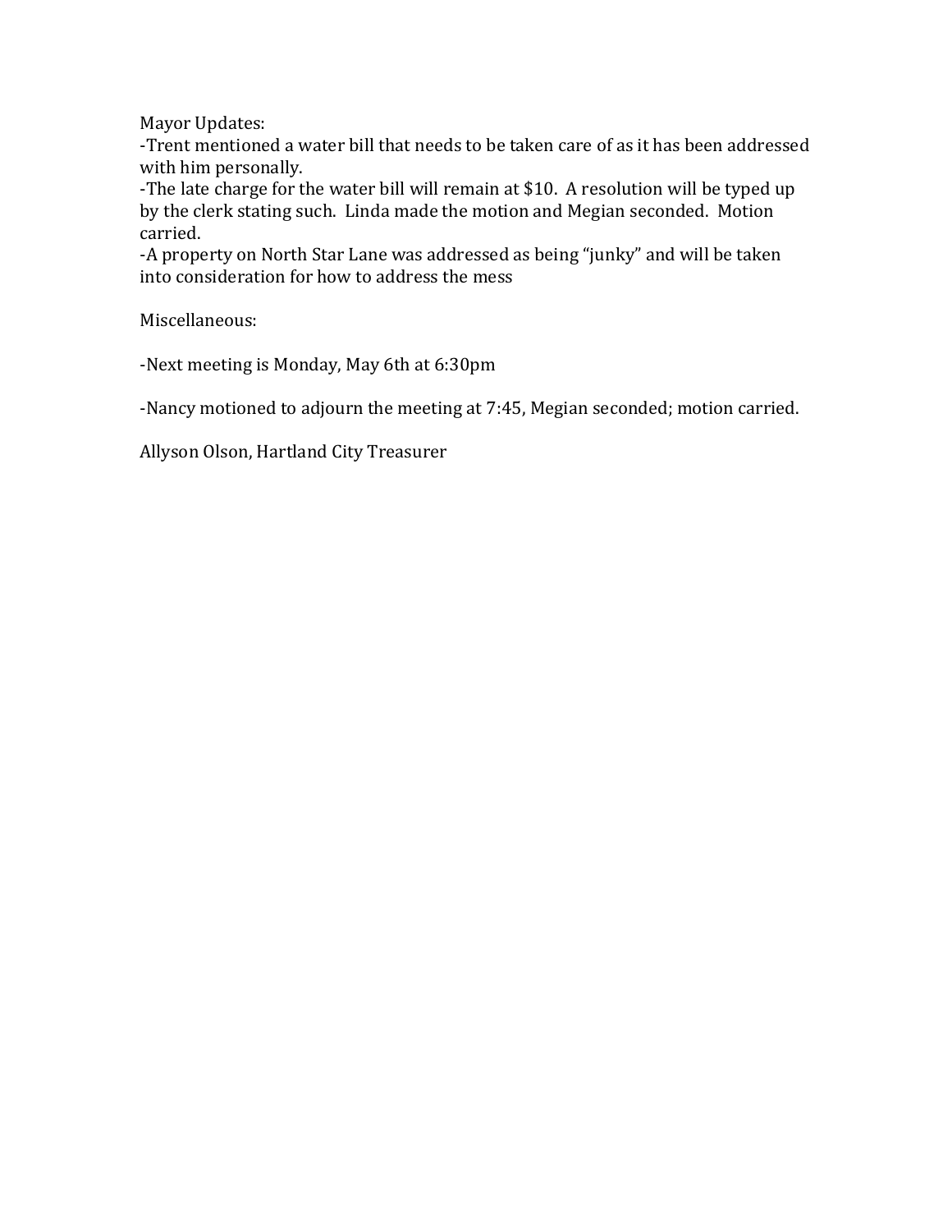Mayor Updates:

-Trent mentioned a water bill that needs to be taken care of as it has been addressed with him personally.

-The late charge for the water bill will remain at $10. A resolution will be typed up by the clerk stating such. Linda made the motion and Megian seconded. Motion carried.

-A property on North Star Lane was addressed as being "junky" and will be taken into consideration for how to address the mess

Miscellaneous:

-Next meeting is Monday, May 6th at 6:30pm

-Nancy motioned to adjourn the meeting at 7:45, Megian seconded; motion carried.

Allyson Olson, Hartland City Treasurer